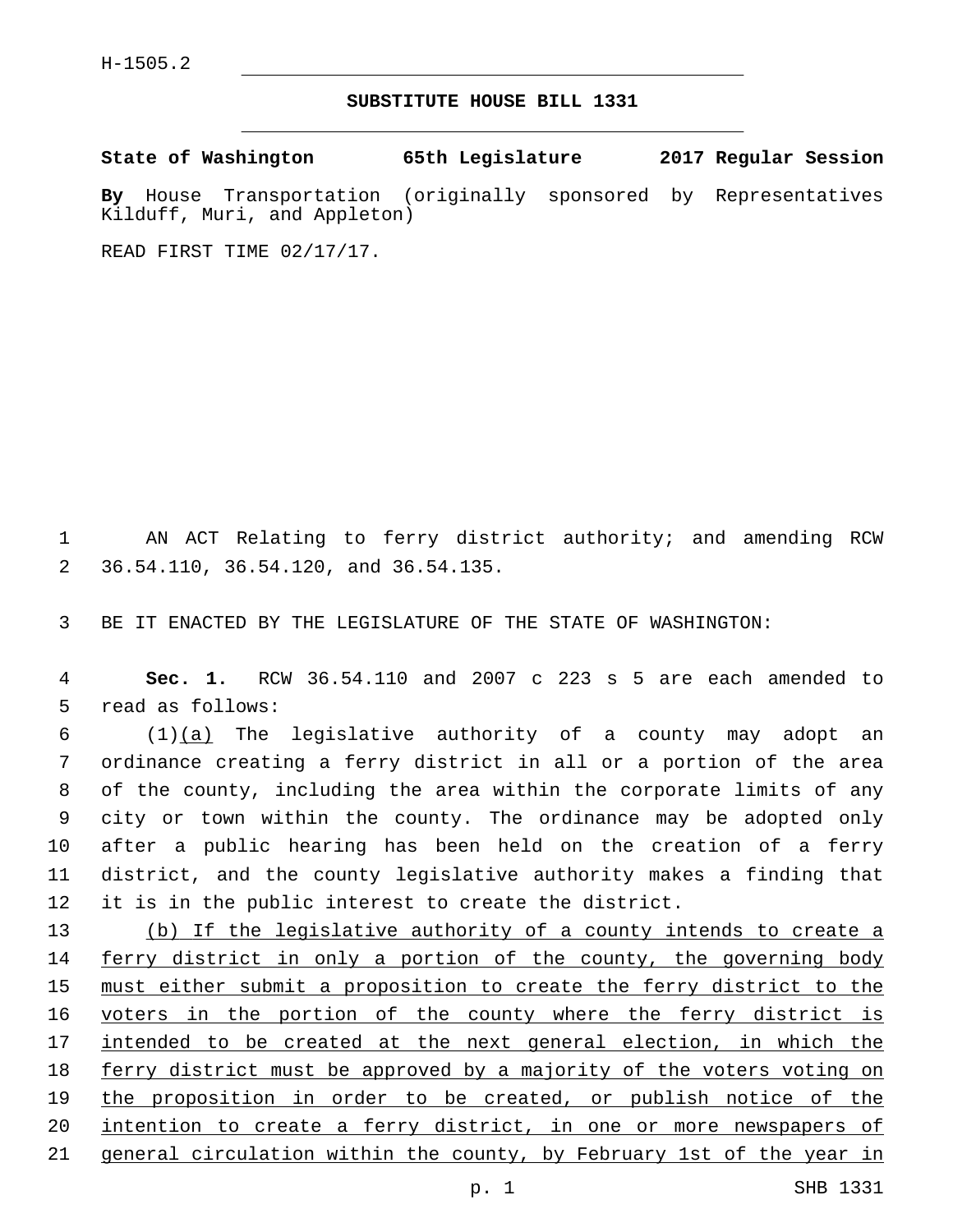H-1505.2

# SUBSTITUTE HOUSE BILL 1331

**State of Washington 65th Legislature 2017 Regular Session**

**By** House Transportation (originally sponsored by Representatives Kilduff, Muri, and Appleton)

READ FIRST TIME 02/17/17.

AN ACT Relating to ferry district authority; and amending RCW 36.54.110, 36.54.120, and 36.54.135.

BE IT ENACTED BY THE LEGISLATURE OF THE STATE OF WASHINGTON:

**Sec. 1.** RCW 36.54.110 and 2007 c 223 s 5 are each amended to read as follows:

(1)<u>(a)</u> The legislative authority of a county may adopt an ordinance creating a ferry district in all or a portion of the area of the county, including the area within the corporate limits of any city or town within the county. The ordinance may be adopted only after a public hearing has been held on the creation of a ferry district, and the county legislative authority makes a finding that it is in the public interest to create the district.

<u>(b) If the legislative authority of a county intends to create a ferry district in only a portion of the county, the governing body must either submit a proposition to create the ferry district to the voters in the portion of the county where the ferry district is intended to be created at the next general election, in which the ferry district must be approved by a majority of the voters voting on the proposition in order to be created, or publish notice of the intention to create a ferry district, in one or more newspapers of general circulation within the county, by February 1st of the year in</u>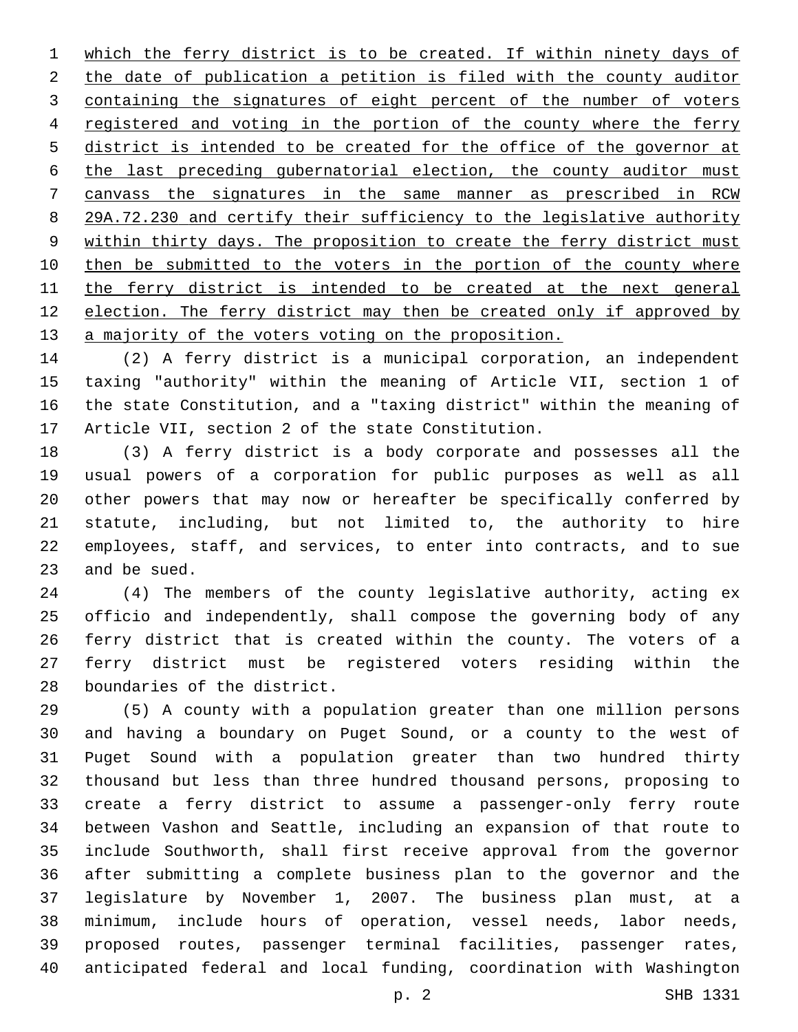which the ferry district is to be created. If within ninety days of the date of publication a petition is filed with the county auditor containing the signatures of eight percent of the number of voters registered and voting in the portion of the county where the ferry district is intended to be created for the office of the governor at the last preceding gubernatorial election, the county auditor must canvass the signatures in the same manner as prescribed in RCW 29A.72.230 and certify their sufficiency to the legislative authority within thirty days. The proposition to create the ferry district must then be submitted to the voters in the portion of the county where the ferry district is intended to be created at the next general election. The ferry district may then be created only if approved by a majority of the voters voting on the proposition.

(2) A ferry district is a municipal corporation, an independent taxing "authority" within the meaning of Article VII, section 1 of the state Constitution, and a "taxing district" within the meaning of Article VII, section 2 of the state Constitution.

(3) A ferry district is a body corporate and possesses all the usual powers of a corporation for public purposes as well as all other powers that may now or hereafter be specifically conferred by statute, including, but not limited to, the authority to hire employees, staff, and services, to enter into contracts, and to sue and be sued.

(4) The members of the county legislative authority, acting ex officio and independently, shall compose the governing body of any ferry district that is created within the county. The voters of a ferry district must be registered voters residing within the boundaries of the district.

(5) A county with a population greater than one million persons and having a boundary on Puget Sound, or a county to the west of Puget Sound with a population greater than two hundred thirty thousand but less than three hundred thousand persons, proposing to create a ferry district to assume a passenger-only ferry route between Vashon and Seattle, including an expansion of that route to include Southworth, shall first receive approval from the governor after submitting a complete business plan to the governor and the legislature by November 1, 2007. The business plan must, at a minimum, include hours of operation, vessel needs, labor needs, proposed routes, passenger terminal facilities, passenger rates, anticipated federal and local funding, coordination with Washington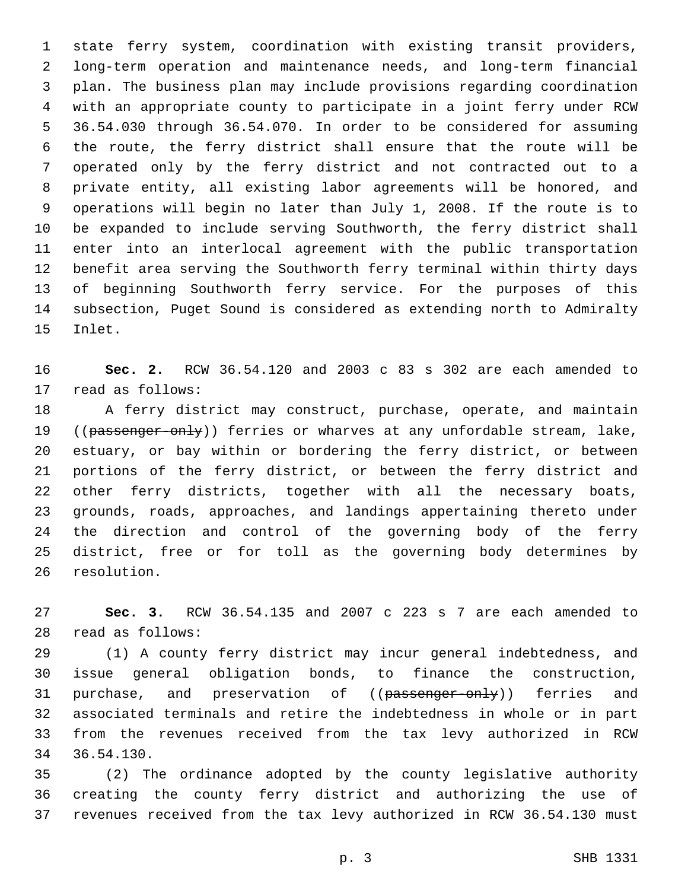state ferry system, coordination with existing transit providers, long-term operation and maintenance needs, and long-term financial plan. The business plan may include provisions regarding coordination with an appropriate county to participate in a joint ferry under RCW 36.54.030 through 36.54.070. In order to be considered for assuming the route, the ferry district shall ensure that the route will be operated only by the ferry district and not contracted out to a private entity, all existing labor agreements will be honored, and operations will begin no later than July 1, 2008. If the route is to be expanded to include serving Southworth, the ferry district shall enter into an interlocal agreement with the public transportation benefit area serving the Southworth ferry terminal within thirty days of beginning Southworth ferry service. For the purposes of this subsection, Puget Sound is considered as extending north to Admiralty Inlet.

**Sec. 2.** RCW 36.54.120 and 2003 c 83 s 302 are each amended to read as follows:

A ferry district may construct, purchase, operate, and maintain ((~~passenger-only~~)) ferries or wharves at any unfordable stream, lake, estuary, or bay within or bordering the ferry district, or between portions of the ferry district, or between the ferry district and other ferry districts, together with all the necessary boats, grounds, roads, approaches, and landings appertaining thereto under the direction and control of the governing body of the ferry district, free or for toll as the governing body determines by resolution.

**Sec. 3.** RCW 36.54.135 and 2007 c 223 s 7 are each amended to read as follows:

(1) A county ferry district may incur general indebtedness, and issue general obligation bonds, to finance the construction, purchase, and preservation of ((~~passenger-only~~)) ferries and associated terminals and retire the indebtedness in whole or in part from the revenues received from the tax levy authorized in RCW 36.54.130.

(2) The ordinance adopted by the county legislative authority creating the county ferry district and authorizing the use of revenues received from the tax levy authorized in RCW 36.54.130 must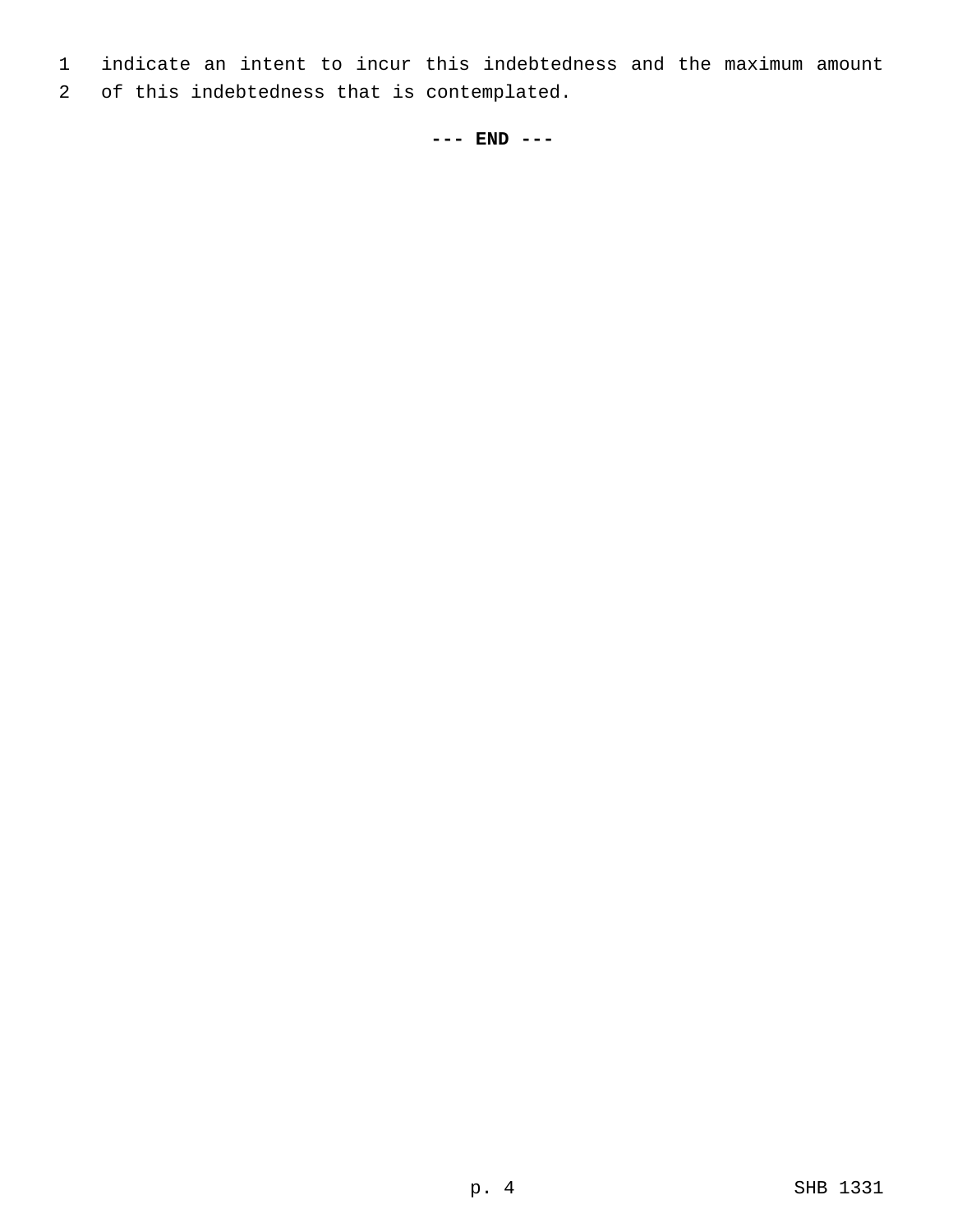indicate an intent to incur this indebtedness and the maximum amount of this indebtedness that is contemplated.

**--- END ---**